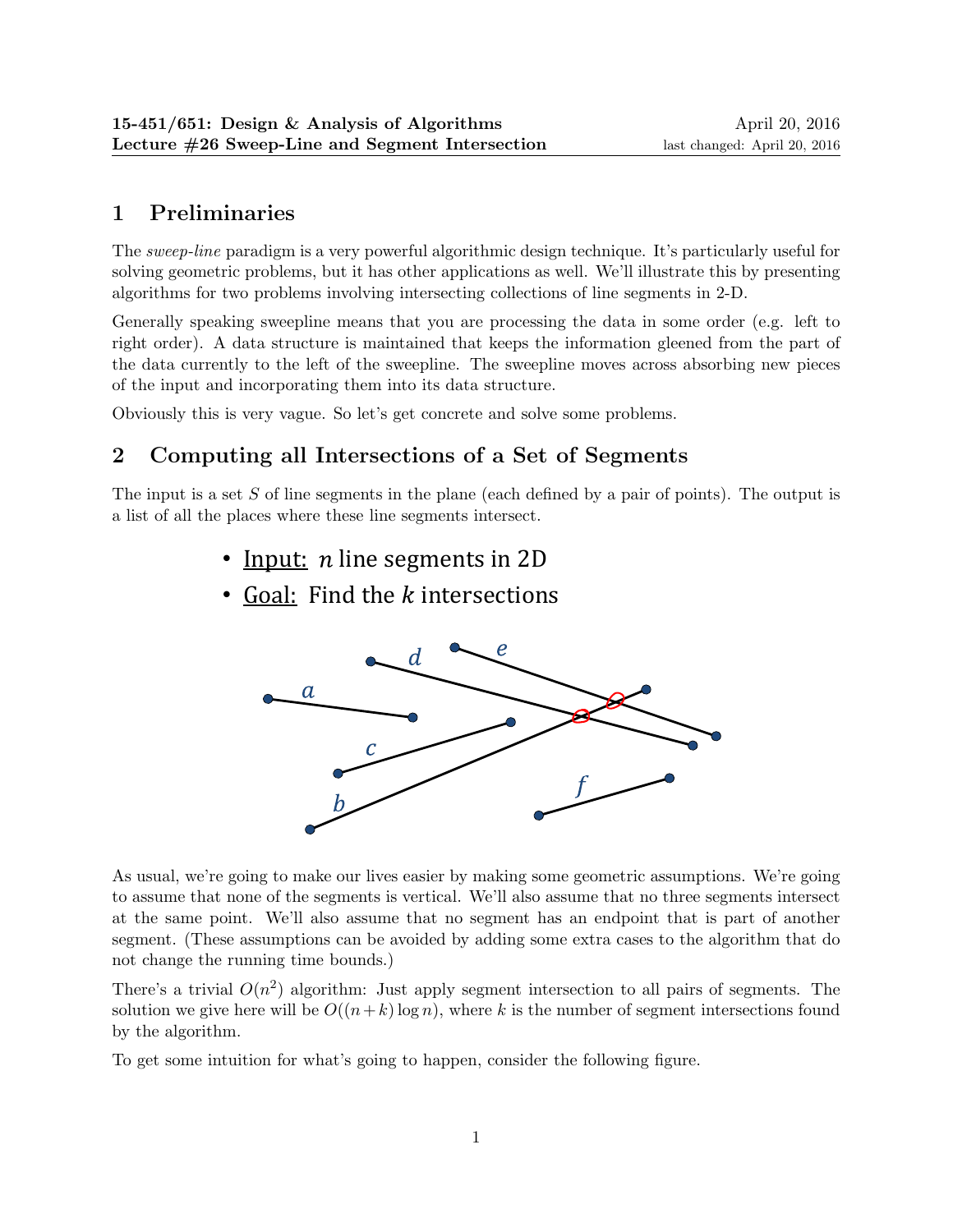**15-451/651: Design & Analysis of Algorithms** April 20, 2016
**Lecture #26 Sweep-Line and Segment Intersection** last changed: April 20, 2016

## 1 Preliminaries

The *sweep-line* paradigm is a very powerful algorithmic design technique. It's particularly useful for solving geometric problems, but it has other applications as well. We'll illustrate this by presenting algorithms for two problems involving intersecting collections of line segments in 2-D.

Generally speaking sweepline means that you are processing the data in some order (e.g. left to right order). A data structure is maintained that keeps the information gleened from the part of the data currently to the left of the sweepline. The sweepline moves across absorbing new pieces of the input and incorporating them into its data structure.

Obviously this is very vague. So let's get concrete and solve some problems.

## 2 Computing all Intersections of a Set of Segments

The input is a set $S$ of line segments in the plane (each defined by a pair of points). The output is a list of all the places where these line segments intersect.

- Input: $n$ line segments in 2D
- Goal: Find the $k$ intersections

As usual, we're going to make our lives easier by making some geometric assumptions. We're going to assume that none of the segments is vertical. We'll also assume that no three segments intersect at the same point. We'll also assume that no segment has an endpoint that is part of another segment. (These assumptions can be avoided by adding some extra cases to the algorithm that do not change the running time bounds.)

There's a trivial $O(n^2)$ algorithm: Just apply segment intersection to all pairs of segments. The solution we give here will be $O((n + k) \log n)$, where $k$ is the number of segment intersections found by the algorithm.

To get some intuition for what's going to happen, consider the following figure.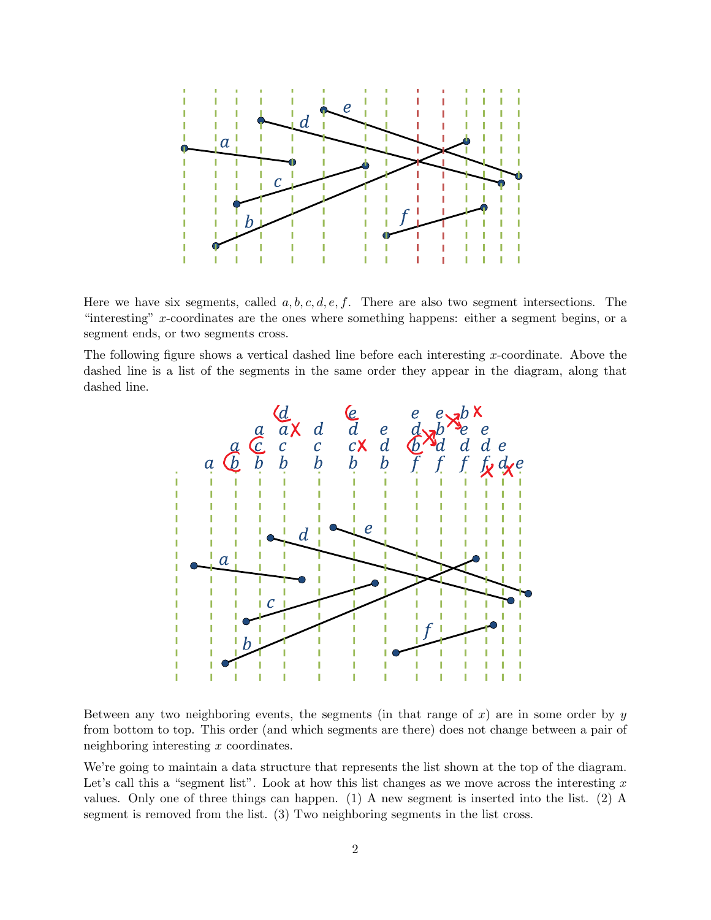Here we have six segments, called $a, b, c, d, e, f$. There are also two segment intersections. The "interesting" $x$-coordinates are the ones where something happens: either a segment begins, or a segment ends, or two segments cross.

The following figure shows a vertical dashed line before each interesting $x$-coordinate. Above the dashed line is a list of the segments in the same order they appear in the diagram, along that dashed line.

Between any two neighboring events, the segments (in that range of $x$) are in some order by $y$ from bottom to top. This order (and which segments are there) does not change between a pair of neighboring interesting $x$ coordinates.

We're going to maintain a data structure that represents the list shown at the top of the diagram. Let's call this a "segment list". Look at how this list changes as we move across the interesting $x$ values. Only one of three things can happen. (1) A new segment is inserted into the list. (2) A segment is removed from the list. (3) Two neighboring segments in the list cross.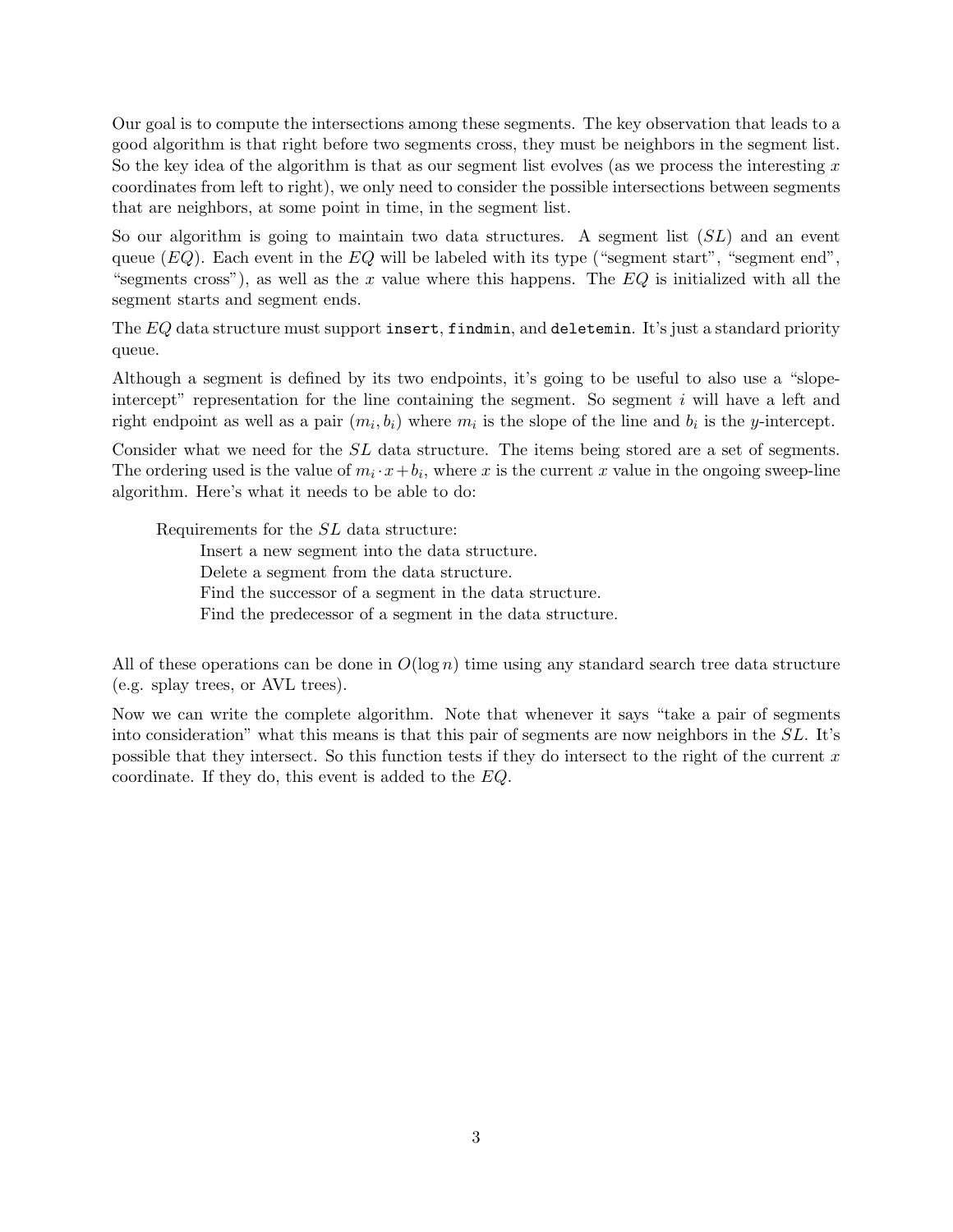Our goal is to compute the intersections among these segments. The key observation that leads to a good algorithm is that right before two segments cross, they must be neighbors in the segment list. So the key idea of the algorithm is that as our segment list evolves (as we process the interesting $x$ coordinates from left to right), we only need to consider the possible intersections between segments that are neighbors, at some point in time, in the segment list.

So our algorithm is going to maintain two data structures. A segment list ($SL$) and an event queue ($EQ$). Each event in the $EQ$ will be labeled with its type ("segment start", "segment end", "segments cross"), as well as the $x$ value where this happens. The $EQ$ is initialized with all the segment starts and segment ends.

The $EQ$ data structure must support `insert`, `findmin`, and `deletemin`. It's just a standard priority queue.

Although a segment is defined by its two endpoints, it's going to be useful to also use a "slope-intercept" representation for the line containing the segment. So segment $i$ will have a left and right endpoint as well as a pair $(m_i, b_i)$ where $m_i$ is the slope of the line and $b_i$ is the $y$-intercept.

Consider what we need for the $SL$ data structure. The items being stored are a set of segments. The ordering used is the value of $m_i \cdot x + b_i$, where $x$ is the current $x$ value in the ongoing sweep-line algorithm. Here's what it needs to be able to do:

> Requirements for the $SL$ data structure:
>
> Insert a new segment into the data structure.
> Delete a segment from the data structure.
> Find the successor of a segment in the data structure.
> Find the predecessor of a segment in the data structure.

All of these operations can be done in $O(\log n)$ time using any standard search tree data structure (e.g. splay trees, or AVL trees).

Now we can write the complete algorithm. Note that whenever it says "take a pair of segments into consideration" what this means is that this pair of segments are now neighbors in the $SL$. It's possible that they intersect. So this function tests if they do intersect to the right of the current $x$ coordinate. If they do, this event is added to the $EQ$.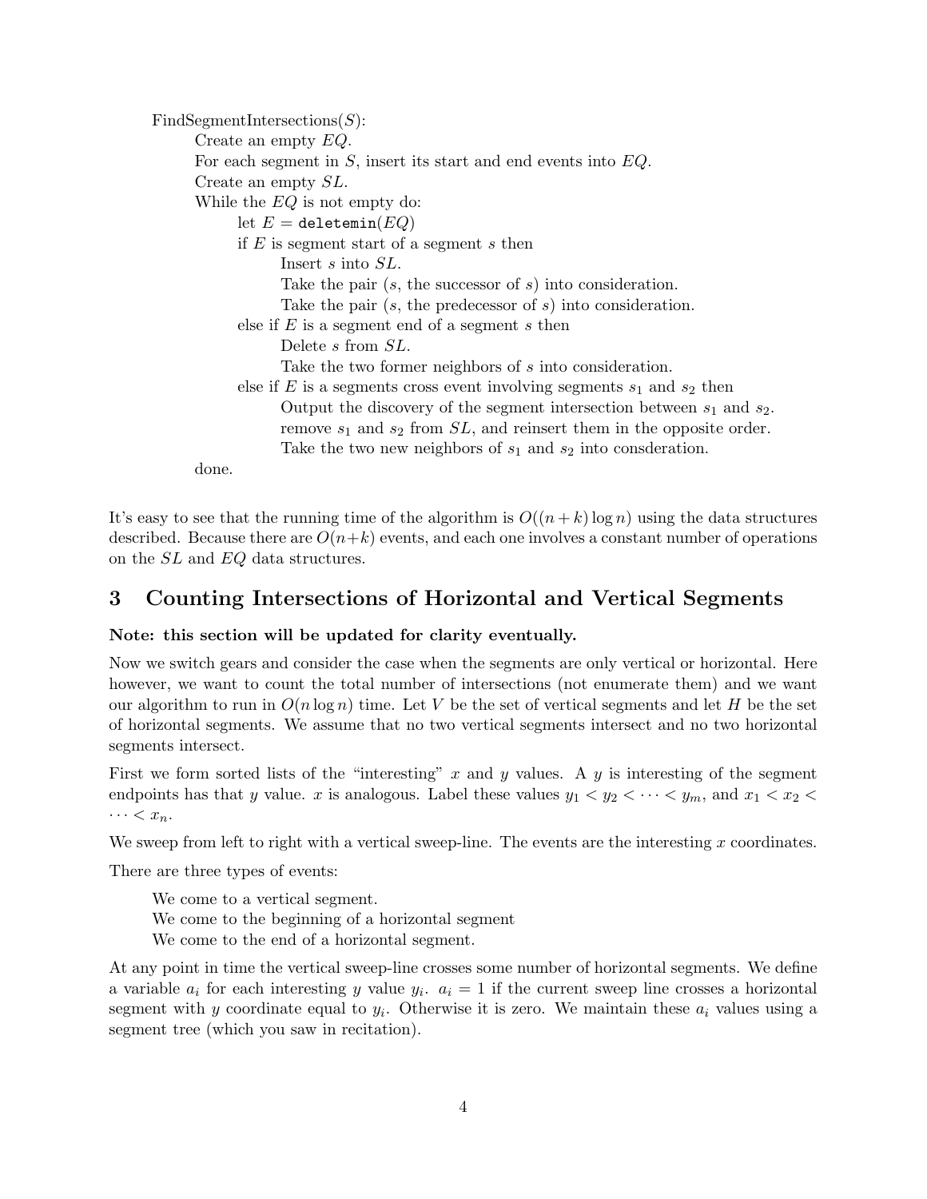```
FindSegmentIntersections(S):
    Create an empty EQ.
    For each segment in S, insert its start and end events into EQ.
    Create an empty SL.
    While the EQ is not empty do:
        let E = deletemin(EQ)
        if E is segment start of a segment s then
            Insert s into SL.
            Take the pair (s, the successor of s) into consideration.
            Take the pair (s, the predecessor of s) into consideration.
        else if E is a segment end of a segment s then
            Delete s from SL.
            Take the two former neighbors of s into consideration.
        else if E is a segments cross event involving segments s1 and s2 then
            Output the discovery of the segment intersection between s1 and s2.
            remove s1 and s2 from SL, and reinsert them in the opposite order.
            Take the two new neighbors of s1 and s2 into consderation.
    done.
```

It's easy to see that the running time of the algorithm is $O((n+k)\log n)$ using the data structures described. Because there are $O(n+k)$ events, and each one involves a constant number of operations on the $SL$ and $EQ$ data structures.

## 3 Counting Intersections of Horizontal and Vertical Segments

**Note: this section will be updated for clarity eventually.**

Now we switch gears and consider the case when the segments are only vertical or horizontal. Here however, we want to count the total number of intersections (not enumerate them) and we want our algorithm to run in $O(n \log n)$ time. Let $V$ be the set of vertical segments and let $H$ be the set of horizontal segments. We assume that no two vertical segments intersect and no two horizontal segments intersect.

First we form sorted lists of the "interesting" $x$ and $y$ values. A $y$ is interesting of the segment endpoints has that $y$ value. $x$ is analogous. Label these values $y_1 < y_2 < \cdots < y_m$, and $x_1 < x_2 < \cdots < x_n$.

We sweep from left to right with a vertical sweep-line. The events are the interesting $x$ coordinates.

There are three types of events:

We come to a vertical segment.
We come to the beginning of a horizontal segment
We come to the end of a horizontal segment.

At any point in time the vertical sweep-line crosses some number of horizontal segments. We define a variable $a_i$ for each interesting $y$ value $y_i$. $a_i = 1$ if the current sweep line crosses a horizontal segment with $y$ coordinate equal to $y_i$. Otherwise it is zero. We maintain these $a_i$ values using a segment tree (which you saw in recitation).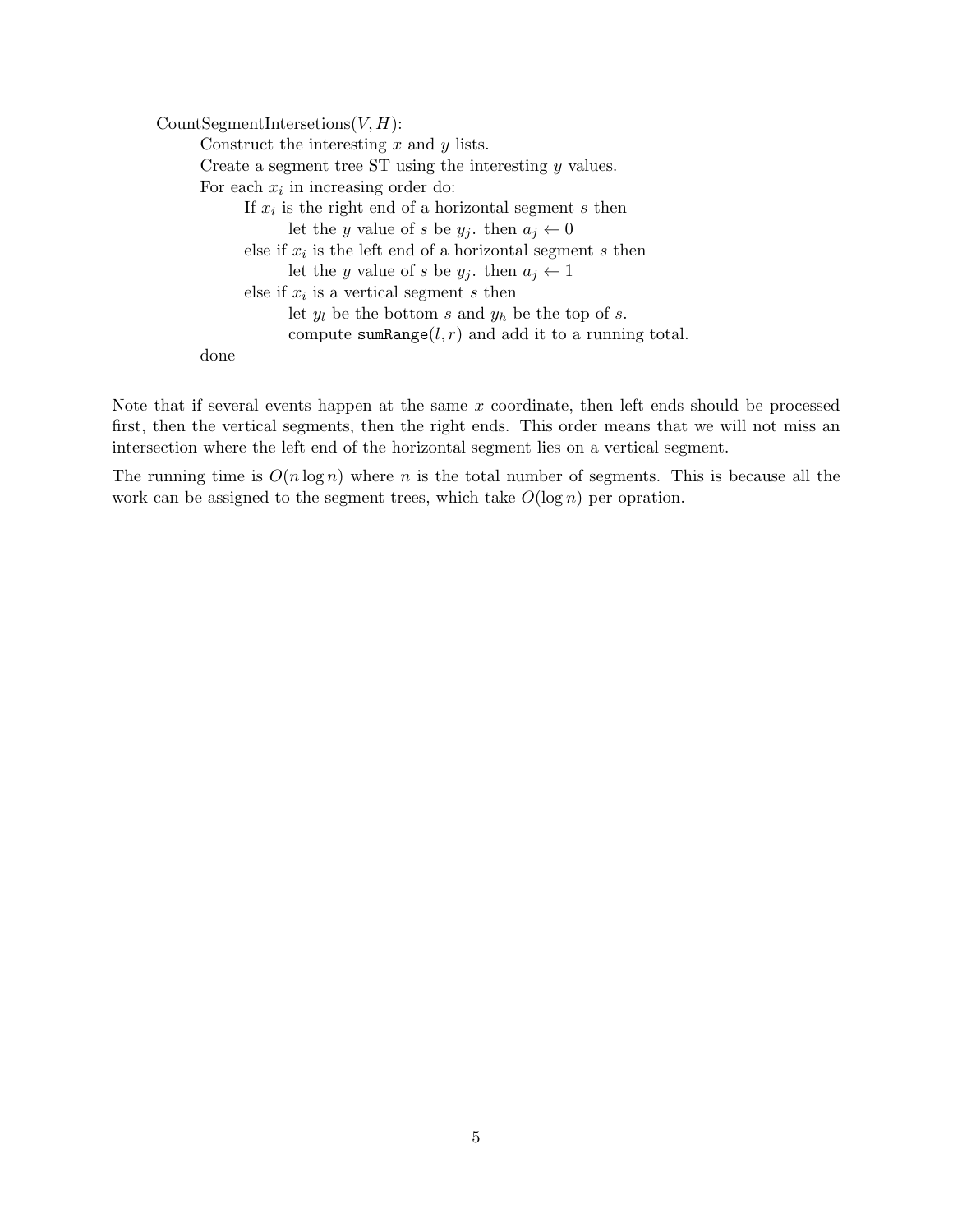CountSegmentIntersetions($V, H$):

  Construct the interesting $x$ and $y$ lists.

  Create a segment tree ST using the interesting $y$ values.

  For each $x_i$ in increasing order do:

    If $x_i$ is the right end of a horizontal segment $s$ then

      let the $y$ value of $s$ be $y_j$. then $a_j \leftarrow 0$

    else if $x_i$ is the left end of a horizontal segment $s$ then

      let the $y$ value of $s$ be $y_j$. then $a_j \leftarrow 1$

    else if $x_i$ is a vertical segment $s$ then

      let $y_l$ be the bottom $s$ and $y_h$ be the top of $s$.

      compute `sumRange`$(l, r)$ and add it to a running total.

  done

Note that if several events happen at the same $x$ coordinate, then left ends should be processed first, then the vertical segments, then the right ends. This order means that we will not miss an intersection where the left end of the horizontal segment lies on a vertical segment.

The running time is $O(n \log n)$ where $n$ is the total number of segments. This is because all the work can be assigned to the segment trees, which take $O(\log n)$ per opration.